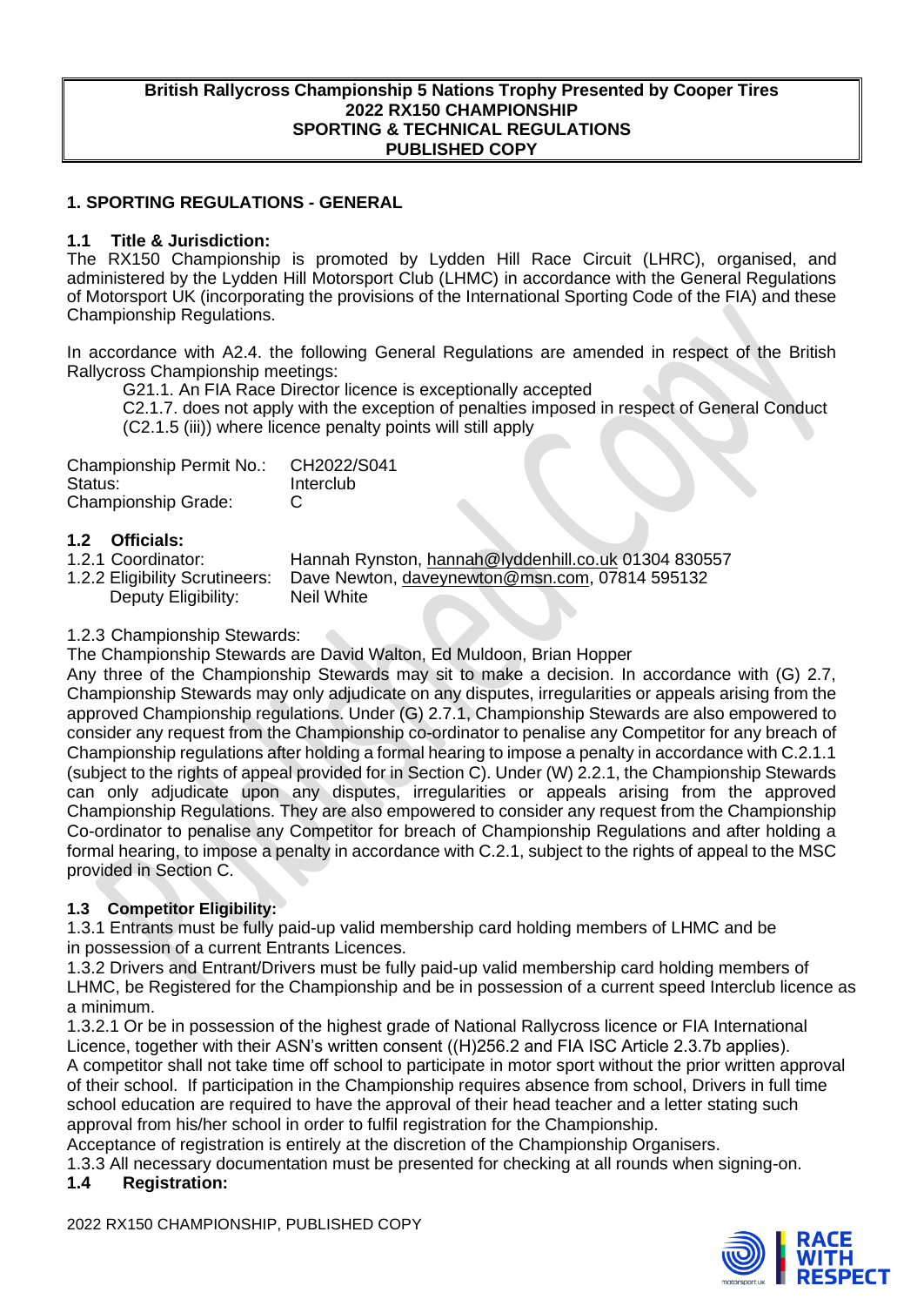**British Rallycross Championship 5 Nations Trophy Presented by Cooper Tires**
**2022 RX150 CHAMPIONSHIP**
**SPORTING & TECHNICAL REGULATIONS**
**PUBLISHED COPY**

## 1. SPORTING REGULATIONS - GENERAL

### 1.1 Title & Jurisdiction:

The RX150 Championship is promoted by Lydden Hill Race Circuit (LHRC), organised, and administered by the Lydden Hill Motorsport Club (LHMC) in accordance with the General Regulations of Motorsport UK (incorporating the provisions of the International Sporting Code of the FIA) and these Championship Regulations.

In accordance with A2.4. the following General Regulations are amended in respect of the British Rallycross Championship meetings:

G21.1. An FIA Race Director licence is exceptionally accepted

C2.1.7. does not apply with the exception of penalties imposed in respect of General Conduct (C2.1.5 (iii)) where licence penalty points will still apply

| | |
|---|---|
| Championship Permit No.: | CH2022/S041 |
| Status: | Interclub |
| Championship Grade: | C |

### 1.2 Officials:

| | |
|---|---|
| 1.2.1 Coordinator: | Hannah Rynston, hannah@lyddenhill.co.uk 01304 830557 |
| 1.2.2 Eligibility Scrutineers: | Dave Newton, daveynewton@msn.com, 07814 595132 |
| Deputy Eligibility: | Neil White |

1.2.3 Championship Stewards:

The Championship Stewards are David Walton, Ed Muldoon, Brian Hopper

Any three of the Championship Stewards may sit to make a decision. In accordance with (G) 2.7, Championship Stewards may only adjudicate on any disputes, irregularities or appeals arising from the approved Championship regulations. Under (G) 2.7.1, Championship Stewards are also empowered to consider any request from the Championship co-ordinator to penalise any Competitor for any breach of Championship regulations after holding a formal hearing to impose a penalty in accordance with C.2.1.1 (subject to the rights of appeal provided for in Section C). Under (W) 2.2.1, the Championship Stewards can only adjudicate upon any disputes, irregularities or appeals arising from the approved Championship Regulations. They are also empowered to consider any request from the Championship Co-ordinator to penalise any Competitor for breach of Championship Regulations and after holding a formal hearing, to impose a penalty in accordance with C.2.1, subject to the rights of appeal to the MSC provided in Section C.

### 1.3 Competitor Eligibility:

1.3.1 Entrants must be fully paid-up valid membership card holding members of LHMC and be in possession of a current Entrants Licences.

1.3.2 Drivers and Entrant/Drivers must be fully paid-up valid membership card holding members of LHMC, be Registered for the Championship and be in possession of a current speed Interclub licence as a minimum.

1.3.2.1 Or be in possession of the highest grade of National Rallycross licence or FIA International Licence, together with their ASN's written consent ((H)256.2 and FIA ISC Article 2.3.7b applies).

A competitor shall not take time off school to participate in motor sport without the prior written approval of their school. If participation in the Championship requires absence from school, Drivers in full time school education are required to have the approval of their head teacher and a letter stating such approval from his/her school in order to fulfil registration for the Championship.

Acceptance of registration is entirely at the discretion of the Championship Organisers.

1.3.3 All necessary documentation must be presented for checking at all rounds when signing-on.

### 1.4 Registration: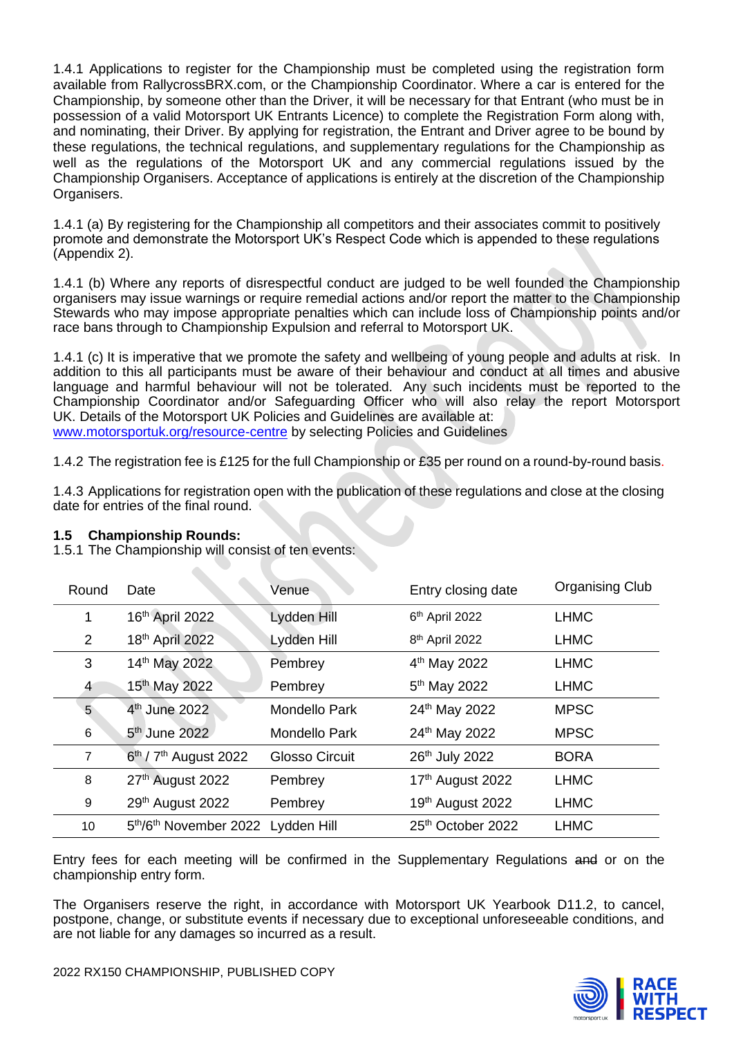1.4.1 Applications to register for the Championship must be completed using the registration form available from RallycrossBRX.com, or the Championship Coordinator. Where a car is entered for the Championship, by someone other than the Driver, it will be necessary for that Entrant (who must be in possession of a valid Motorsport UK Entrants Licence) to complete the Registration Form along with, and nominating, their Driver. By applying for registration, the Entrant and Driver agree to be bound by these regulations, the technical regulations, and supplementary regulations for the Championship as well as the regulations of the Motorsport UK and any commercial regulations issued by the Championship Organisers. Acceptance of applications is entirely at the discretion of the Championship Organisers.

1.4.1 (a) By registering for the Championship all competitors and their associates commit to positively promote and demonstrate the Motorsport UK's Respect Code which is appended to these regulations (Appendix 2).

1.4.1 (b) Where any reports of disrespectful conduct are judged to be well founded the Championship organisers may issue warnings or require remedial actions and/or report the matter to the Championship Stewards who may impose appropriate penalties which can include loss of Championship points and/or race bans through to Championship Expulsion and referral to Motorsport UK.

1.4.1 (c) It is imperative that we promote the safety and wellbeing of young people and adults at risk. In addition to this all participants must be aware of their behaviour and conduct at all times and abusive language and harmful behaviour will not be tolerated. Any such incidents must be reported to the Championship Coordinator and/or Safeguarding Officer who will also relay the report Motorsport UK. Details of the Motorsport UK Policies and Guidelines are available at: www.motorsportuk.org/resource-centre by selecting Policies and Guidelines

1.4.2 The registration fee is £125 for the full Championship or £35 per round on a round-by-round basis.

1.4.3 Applications for registration open with the publication of these regulations and close at the closing date for entries of the final round.

## 1.5 Championship Rounds:

1.5.1 The Championship will consist of ten events:

| Round | Date | Venue | Entry closing date | Organising Club |
|---|---|---|---|---|
| 1 | 16th April 2022 | Lydden Hill | 6th April 2022 | LHMC |
| 2 | 18th April 2022 | Lydden Hill | 8th April 2022 | LHMC |
| 3 | 14th May 2022 | Pembrey | 4th May 2022 | LHMC |
| 4 | 15th May 2022 | Pembrey | 5th May 2022 | LHMC |
| 5 | 4th June 2022 | Mondello Park | 24th May 2022 | MPSC |
| 6 | 5th June 2022 | Mondello Park | 24th May 2022 | MPSC |
| 7 | 6th / 7th August 2022 | Glosso Circuit | 26th July 2022 | BORA |
| 8 | 27th August 2022 | Pembrey | 17th August 2022 | LHMC |
| 9 | 29th August 2022 | Pembrey | 19th August 2022 | LHMC |
| 10 | 5th/6th November 2022 | Lydden Hill | 25th October 2022 | LHMC |

Entry fees for each meeting will be confirmed in the Supplementary Regulations ~~and~~ or on the championship entry form.

The Organisers reserve the right, in accordance with Motorsport UK Yearbook D11.2, to cancel, postpone, change, or substitute events if necessary due to exceptional unforeseeable conditions, and are not liable for any damages so incurred as a result.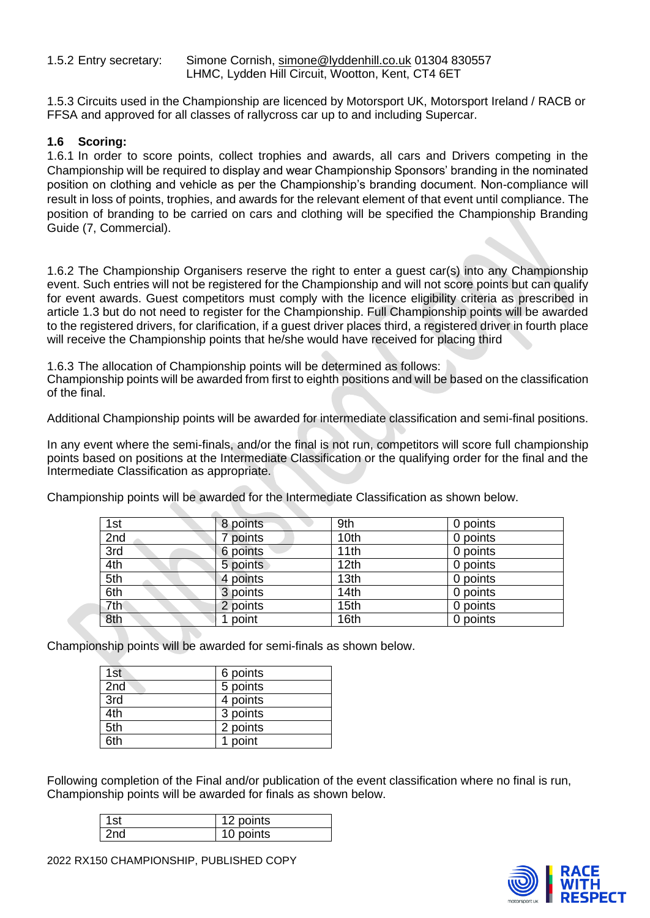1.5.2 Entry secretary: Simone Cornish, simone@lyddenhill.co.uk 01304 830557
LHMC, Lydden Hill Circuit, Wootton, Kent, CT4 6ET

1.5.3 Circuits used in the Championship are licenced by Motorsport UK, Motorsport Ireland / RACB or FFSA and approved for all classes of rallycross car up to and including Supercar.

### 1.6 Scoring:

1.6.1 In order to score points, collect trophies and awards, all cars and Drivers competing in the Championship will be required to display and wear Championship Sponsors' branding in the nominated position on clothing and vehicle as per the Championship's branding document. Non-compliance will result in loss of points, trophies, and awards for the relevant element of that event until compliance. The position of branding to be carried on cars and clothing will be specified the Championship Branding Guide (7, Commercial).

1.6.2 The Championship Organisers reserve the right to enter a guest car(s) into any Championship event. Such entries will not be registered for the Championship and will not score points but can qualify for event awards. Guest competitors must comply with the licence eligibility criteria as prescribed in article 1.3 but do not need to register for the Championship. Full Championship points will be awarded to the registered drivers, for clarification, if a guest driver places third, a registered driver in fourth place will receive the Championship points that he/she would have received for placing third

1.6.3 The allocation of Championship points will be determined as follows:
Championship points will be awarded from first to eighth positions and will be based on the classification of the final.

Additional Championship points will be awarded for intermediate classification and semi-final positions.

In any event where the semi-finals, and/or the final is not run, competitors will score full championship points based on positions at the Intermediate Classification or the qualifying order for the final and the Intermediate Classification as appropriate.

Championship points will be awarded for the Intermediate Classification as shown below.

| | | | |
|---|---|---|---|
| 1st | 8 points | 9th | 0 points |
| 2nd | 7 points | 10th | 0 points |
| 3rd | 6 points | 11th | 0 points |
| 4th | 5 points | 12th | 0 points |
| 5th | 4 points | 13th | 0 points |
| 6th | 3 points | 14th | 0 points |
| 7th | 2 points | 15th | 0 points |
| 8th | 1 point | 16th | 0 points |

Championship points will be awarded for semi-finals as shown below.

| | |
|---|---|
| 1st | 6 points |
| 2nd | 5 points |
| 3rd | 4 points |
| 4th | 3 points |
| 5th | 2 points |
| 6th | 1 point |

Following completion of the Final and/or publication of the event classification where no final is run, Championship points will be awarded for finals as shown below.

| | |
|---|---|
| 1st | 12 points |
| 2nd | 10 points |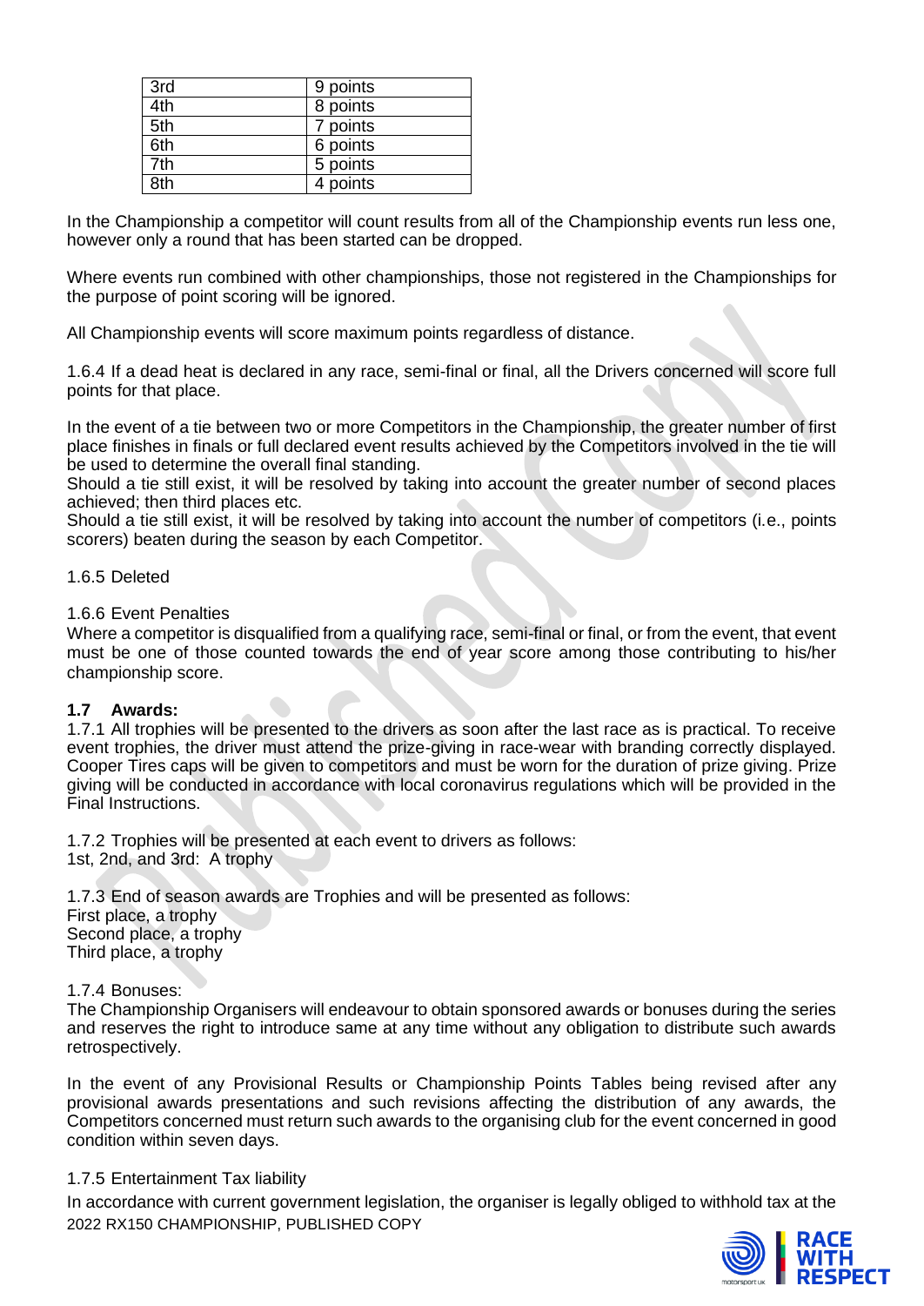| 3rd | 9 points |
|---|---|
| 4th | 8 points |
| 5th | 7 points |
| 6th | 6 points |
| 7th | 5 points |
| 8th | 4 points |

In the Championship a competitor will count results from all of the Championship events run less one, however only a round that has been started can be dropped.

Where events run combined with other championships, those not registered in the Championships for the purpose of point scoring will be ignored.

All Championship events will score maximum points regardless of distance.

1.6.4 If a dead heat is declared in any race, semi-final or final, all the Drivers concerned will score full points for that place.

In the event of a tie between two or more Competitors in the Championship, the greater number of first place finishes in finals or full declared event results achieved by the Competitors involved in the tie will be used to determine the overall final standing.
Should a tie still exist, it will be resolved by taking into account the greater number of second places achieved; then third places etc.
Should a tie still exist, it will be resolved by taking into account the number of competitors (i.e., points scorers) beaten during the season by each Competitor.

1.6.5 Deleted

1.6.6 Event Penalties
Where a competitor is disqualified from a qualifying race, semi-final or final, or from the event, that event must be one of those counted towards the end of year score among those contributing to his/her championship score.

### 1.7 Awards:

1.7.1 All trophies will be presented to the drivers as soon after the last race as is practical. To receive event trophies, the driver must attend the prize-giving in race-wear with branding correctly displayed. Cooper Tires caps will be given to competitors and must be worn for the duration of prize giving. Prize giving will be conducted in accordance with local coronavirus regulations which will be provided in the Final Instructions.

1.7.2 Trophies will be presented at each event to drivers as follows:
1st, 2nd, and 3rd: A trophy

1.7.3 End of season awards are Trophies and will be presented as follows:
First place, a trophy
Second place, a trophy
Third place, a trophy

1.7.4 Bonuses:
The Championship Organisers will endeavour to obtain sponsored awards or bonuses during the series and reserves the right to introduce same at any time without any obligation to distribute such awards retrospectively.

In the event of any Provisional Results or Championship Points Tables being revised after any provisional awards presentations and such revisions affecting the distribution of any awards, the Competitors concerned must return such awards to the organising club for the event concerned in good condition within seven days.

1.7.5 Entertainment Tax liability
In accordance with current government legislation, the organiser is legally obliged to withhold tax at the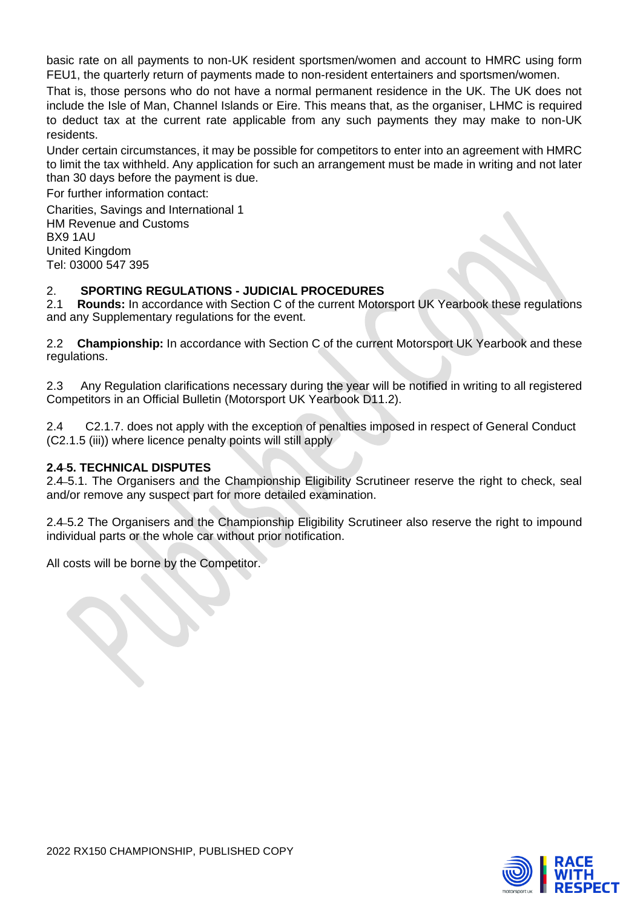basic rate on all payments to non-UK resident sportsmen/women and account to HMRC using form FEU1, the quarterly return of payments made to non-resident entertainers and sportsmen/women.

That is, those persons who do not have a normal permanent residence in the UK. The UK does not include the Isle of Man, Channel Islands or Eire. This means that, as the organiser, LHMC is required to deduct tax at the current rate applicable from any such payments they may make to non-UK residents.

Under certain circumstances, it may be possible for competitors to enter into an agreement with HMRC to limit the tax withheld. Any application for such an arrangement must be made in writing and not later than 30 days before the payment is due.

For further information contact:

Charities, Savings and International 1
HM Revenue and Customs
BX9 1AU
United Kingdom
Tel: 03000 547 395

## 2. SPORTING REGULATIONS - JUDICIAL PROCEDURES

2.1 **Rounds:** In accordance with Section C of the current Motorsport UK Yearbook these regulations and any Supplementary regulations for the event.

2.2 **Championship:** In accordance with Section C of the current Motorsport UK Yearbook and these regulations.

2.3 Any Regulation clarifications necessary during the year will be notified in writing to all registered Competitors in an Official Bulletin (Motorsport UK Yearbook D11.2).

2.4 C2.1.7. does not apply with the exception of penalties imposed in respect of General Conduct (C2.1.5 (iii)) where licence penalty points will still apply

### ~~2.4~~ 5. TECHNICAL DISPUTES

~~2.4~~ 5.1. The Organisers and the Championship Eligibility Scrutineer reserve the right to check, seal and/or remove any suspect part for more detailed examination.

~~2.4~~ 5.2 The Organisers and the Championship Eligibility Scrutineer also reserve the right to impound individual parts or the whole car without prior notification.

All costs will be borne by the Competitor.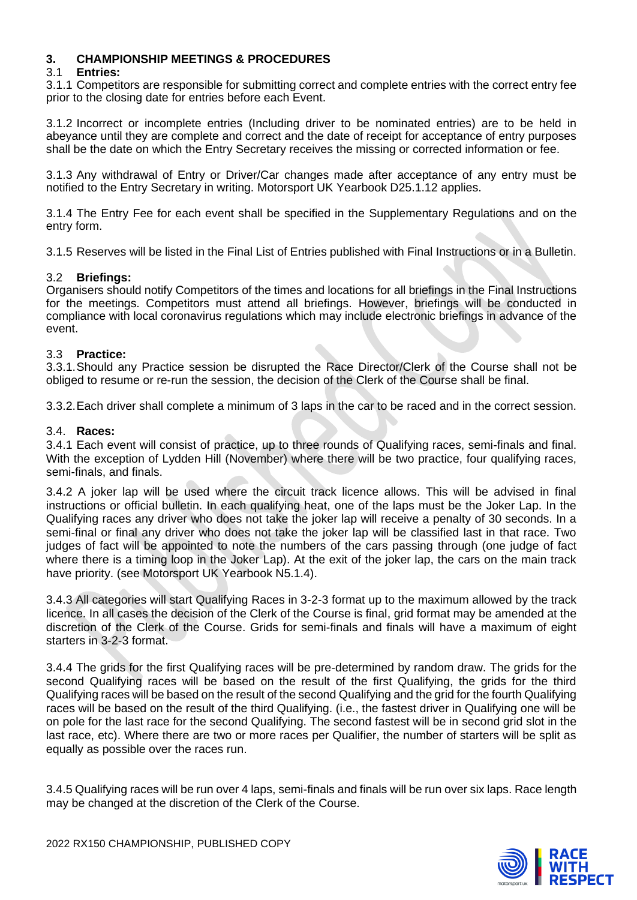## 3. CHAMPIONSHIP MEETINGS & PROCEDURES

### 3.1 Entries:

3.1.1 Competitors are responsible for submitting correct and complete entries with the correct entry fee prior to the closing date for entries before each Event.

3.1.2 Incorrect or incomplete entries (Including driver to be nominated entries) are to be held in abeyance until they are complete and correct and the date of receipt for acceptance of entry purposes shall be the date on which the Entry Secretary receives the missing or corrected information or fee.

3.1.3 Any withdrawal of Entry or Driver/Car changes made after acceptance of any entry must be notified to the Entry Secretary in writing. Motorsport UK Yearbook D25.1.12 applies.

3.1.4 The Entry Fee for each event shall be specified in the Supplementary Regulations and on the entry form.

3.1.5 Reserves will be listed in the Final List of Entries published with Final Instructions or in a Bulletin.

### 3.2 Briefings:

Organisers should notify Competitors of the times and locations for all briefings in the Final Instructions for the meetings. Competitors must attend all briefings. However, briefings will be conducted in compliance with local coronavirus regulations which may include electronic briefings in advance of the event.

### 3.3 Practice:

3.3.1. Should any Practice session be disrupted the Race Director/Clerk of the Course shall not be obliged to resume or re-run the session, the decision of the Clerk of the Course shall be final.

3.3.2. Each driver shall complete a minimum of 3 laps in the car to be raced and in the correct session.

### 3.4. Races:

3.4.1 Each event will consist of practice, up to three rounds of Qualifying races, semi-finals and final. With the exception of Lydden Hill (November) where there will be two practice, four qualifying races, semi-finals, and finals.

3.4.2 A joker lap will be used where the circuit track licence allows. This will be advised in final instructions or official bulletin. In each qualifying heat, one of the laps must be the Joker Lap. In the Qualifying races any driver who does not take the joker lap will receive a penalty of 30 seconds. In a semi-final or final any driver who does not take the joker lap will be classified last in that race. Two judges of fact will be appointed to note the numbers of the cars passing through (one judge of fact where there is a timing loop in the Joker Lap). At the exit of the joker lap, the cars on the main track have priority. (see Motorsport UK Yearbook N5.1.4).

3.4.3 All categories will start Qualifying Races in 3-2-3 format up to the maximum allowed by the track licence. In all cases the decision of the Clerk of the Course is final, grid format may be amended at the discretion of the Clerk of the Course. Grids for semi-finals and finals will have a maximum of eight starters in 3-2-3 format.

3.4.4 The grids for the first Qualifying races will be pre-determined by random draw. The grids for the second Qualifying races will be based on the result of the first Qualifying, the grids for the third Qualifying races will be based on the result of the second Qualifying and the grid for the fourth Qualifying races will be based on the result of the third Qualifying. (i.e., the fastest driver in Qualifying one will be on pole for the last race for the second Qualifying. The second fastest will be in second grid slot in the last race, etc). Where there are two or more races per Qualifier, the number of starters will be split as equally as possible over the races run.

3.4.5 Qualifying races will be run over 4 laps, semi-finals and finals will be run over six laps. Race length may be changed at the discretion of the Clerk of the Course.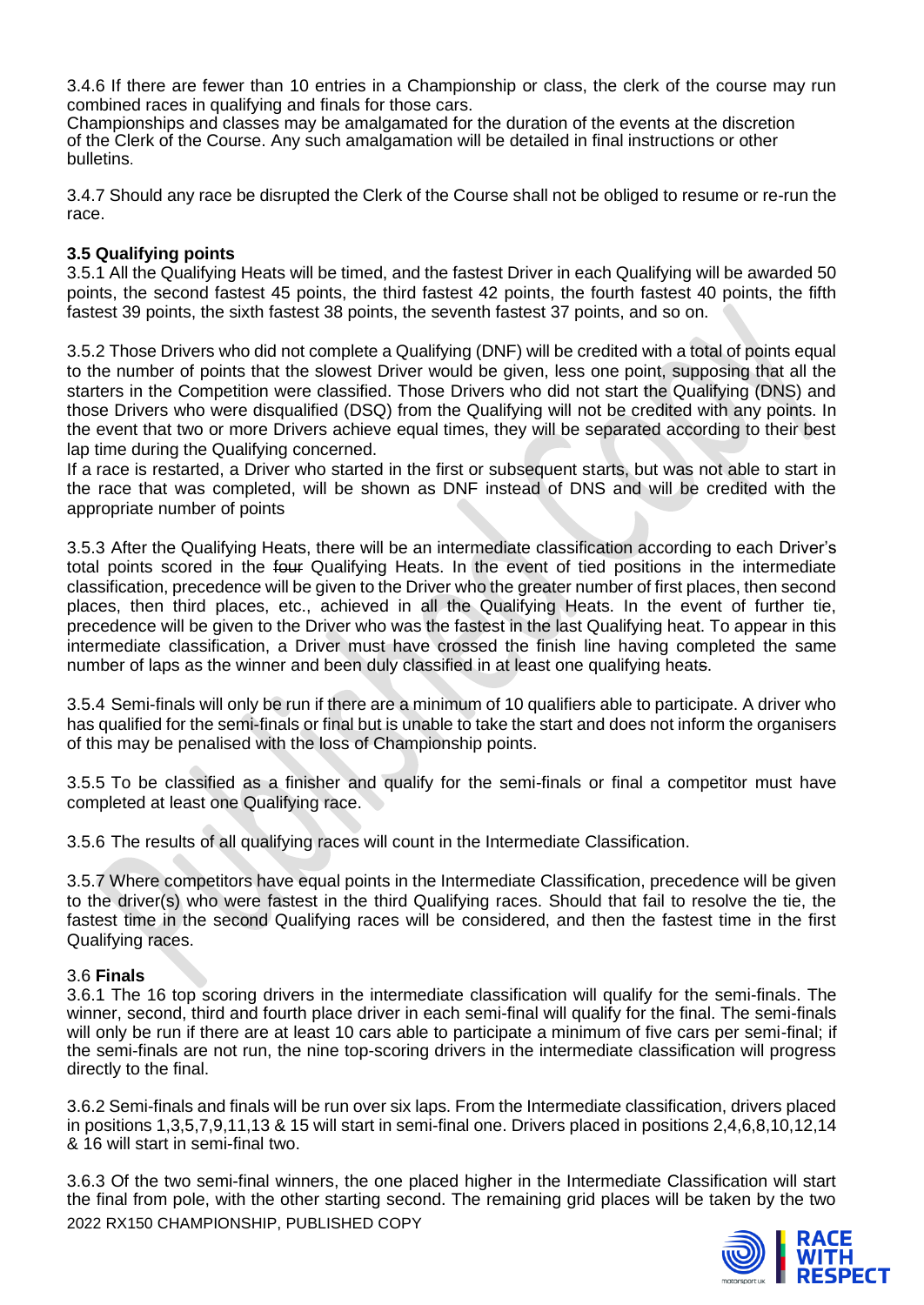3.4.6 If there are fewer than 10 entries in a Championship or class, the clerk of the course may run combined races in qualifying and finals for those cars.
Championships and classes may be amalgamated for the duration of the events at the discretion of the Clerk of the Course. Any such amalgamation will be detailed in final instructions or other bulletins.

3.4.7 Should any race be disrupted the Clerk of the Course shall not be obliged to resume or re-run the race.

### 3.5 Qualifying points

3.5.1 All the Qualifying Heats will be timed, and the fastest Driver in each Qualifying will be awarded 50 points, the second fastest 45 points, the third fastest 42 points, the fourth fastest 40 points, the fifth fastest 39 points, the sixth fastest 38 points, the seventh fastest 37 points, and so on.

3.5.2 Those Drivers who did not complete a Qualifying (DNF) will be credited with a total of points equal to the number of points that the slowest Driver would be given, less one point, supposing that all the starters in the Competition were classified. Those Drivers who did not start the Qualifying (DNS) and those Drivers who were disqualified (DSQ) from the Qualifying will not be credited with any points. In the event that two or more Drivers achieve equal times, they will be separated according to their best lap time during the Qualifying concerned.
If a race is restarted, a Driver who started in the first or subsequent starts, but was not able to start in the race that was completed, will be shown as DNF instead of DNS and will be credited with the appropriate number of points

3.5.3 After the Qualifying Heats, there will be an intermediate classification according to each Driver's total points scored in the ~~four~~ Qualifying Heats. In the event of tied positions in the intermediate classification, precedence will be given to the Driver who the greater number of first places, then second places, then third places, etc., achieved in all the Qualifying Heats. In the event of further tie, precedence will be given to the Driver who was the fastest in the last Qualifying heat. To appear in this intermediate classification, a Driver must have crossed the finish line having completed the same number of laps as the winner and been duly classified in at least one qualifying heat~~s~~.

3.5.4 Semi-finals will only be run if there are a minimum of 10 qualifiers able to participate. A driver who has qualified for the semi-finals or final but is unable to take the start and does not inform the organisers of this may be penalised with the loss of Championship points.

3.5.5 To be classified as a finisher and qualify for the semi-finals or final a competitor must have completed at least one Qualifying race.

3.5.6 The results of all qualifying races will count in the Intermediate Classification.

3.5.7 Where competitors have equal points in the Intermediate Classification, precedence will be given to the driver(s) who were fastest in the third Qualifying races. Should that fail to resolve the tie, the fastest time in the second Qualifying races will be considered, and then the fastest time in the first Qualifying races.

### 3.6 Finals

3.6.1 The 16 top scoring drivers in the intermediate classification will qualify for the semi-finals. The winner, second, third and fourth place driver in each semi-final will qualify for the final. The semi-finals will only be run if there are at least 10 cars able to participate a minimum of five cars per semi-final; if the semi-finals are not run, the nine top-scoring drivers in the intermediate classification will progress directly to the final.

3.6.2 Semi-finals and finals will be run over six laps. From the Intermediate classification, drivers placed in positions 1,3,5,7,9,11,13 & 15 will start in semi-final one. Drivers placed in positions 2,4,6,8,10,12,14 & 16 will start in semi-final two.

3.6.3 Of the two semi-final winners, the one placed higher in the Intermediate Classification will start the final from pole, with the other starting second. The remaining grid places will be taken by the two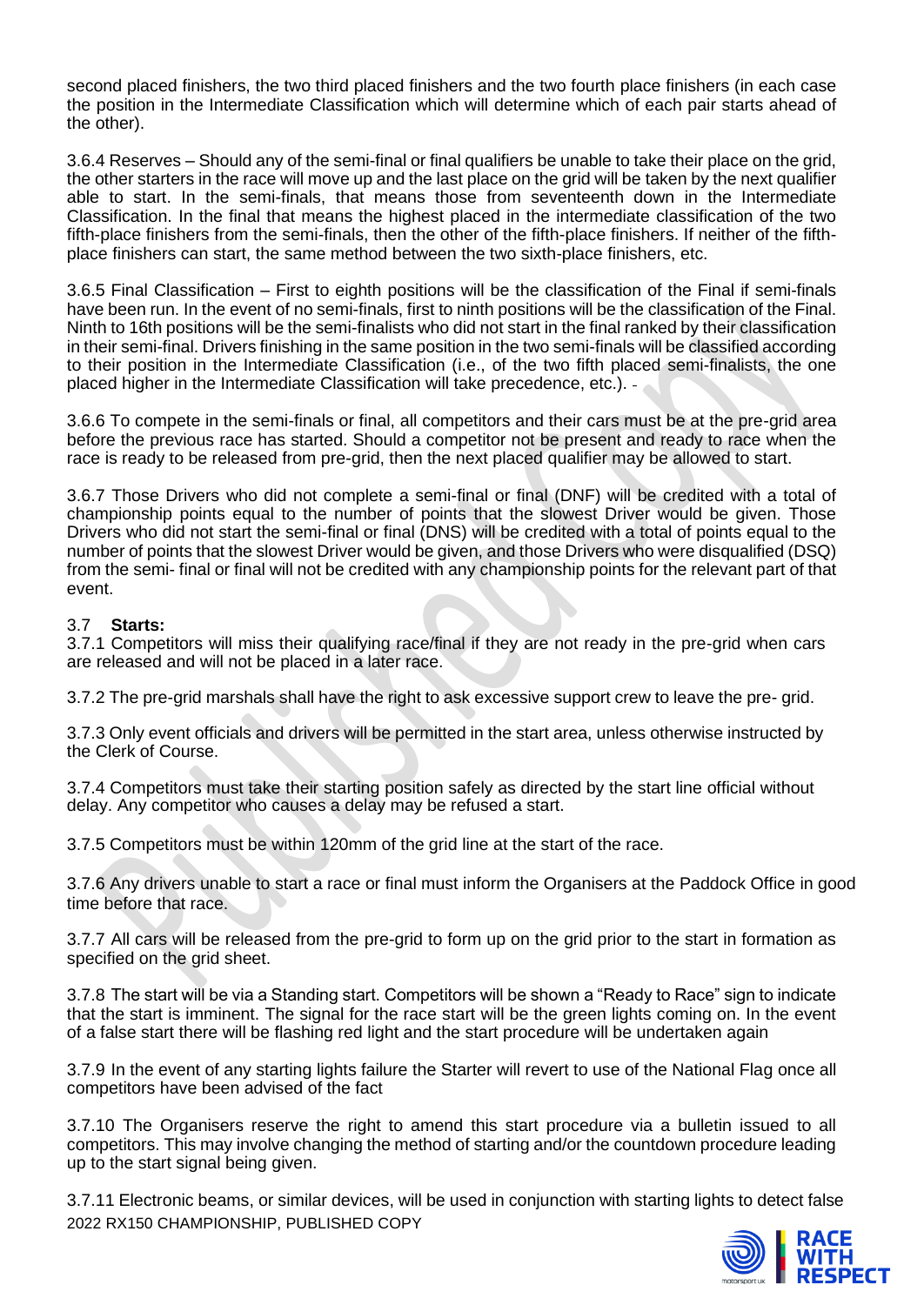second placed finishers, the two third placed finishers and the two fourth place finishers (in each case the position in the Intermediate Classification which will determine which of each pair starts ahead of the other).

3.6.4 Reserves – Should any of the semi-final or final qualifiers be unable to take their place on the grid, the other starters in the race will move up and the last place on the grid will be taken by the next qualifier able to start. In the semi-finals, that means those from seventeenth down in the Intermediate Classification. In the final that means the highest placed in the intermediate classification of the two fifth-place finishers from the semi-finals, then the other of the fifth-place finishers. If neither of the fifth-place finishers can start, the same method between the two sixth-place finishers, etc.

3.6.5 Final Classification – First to eighth positions will be the classification of the Final if semi-finals have been run. In the event of no semi-finals, first to ninth positions will be the classification of the Final. Ninth to 16th positions will be the semi-finalists who did not start in the final ranked by their classification in their semi-final. Drivers finishing in the same position in the two semi-finals will be classified according to their position in the Intermediate Classification (i.e., of the two fifth placed semi-finalists, the one placed higher in the Intermediate Classification will take precedence, etc.).

3.6.6 To compete in the semi-finals or final, all competitors and their cars must be at the pre-grid area before the previous race has started. Should a competitor not be present and ready to race when the race is ready to be released from pre-grid, then the next placed qualifier may be allowed to start.

3.6.7 Those Drivers who did not complete a semi-final or final (DNF) will be credited with a total of championship points equal to the number of points that the slowest Driver would be given. Those Drivers who did not start the semi-final or final (DNS) will be credited with a total of points equal to the number of points that the slowest Driver would be given, and those Drivers who were disqualified (DSQ) from the semi- final or final will not be credited with any championship points for the relevant part of that event.

### 3.7 **Starts:**

3.7.1 Competitors will miss their qualifying race/final if they are not ready in the pre-grid when cars are released and will not be placed in a later race.

3.7.2 The pre-grid marshals shall have the right to ask excessive support crew to leave the pre- grid.

3.7.3 Only event officials and drivers will be permitted in the start area, unless otherwise instructed by the Clerk of Course.

3.7.4 Competitors must take their starting position safely as directed by the start line official without delay. Any competitor who causes a delay may be refused a start.

3.7.5 Competitors must be within 120mm of the grid line at the start of the race.

3.7.6 Any drivers unable to start a race or final must inform the Organisers at the Paddock Office in good time before that race.

3.7.7 All cars will be released from the pre-grid to form up on the grid prior to the start in formation as specified on the grid sheet.

3.7.8 The start will be via a Standing start. Competitors will be shown a "Ready to Race" sign to indicate that the start is imminent. The signal for the race start will be the green lights coming on. In the event of a false start there will be flashing red light and the start procedure will be undertaken again

3.7.9 In the event of any starting lights failure the Starter will revert to use of the National Flag once all competitors have been advised of the fact

3.7.10 The Organisers reserve the right to amend this start procedure via a bulletin issued to all competitors. This may involve changing the method of starting and/or the countdown procedure leading up to the start signal being given.

3.7.11 Electronic beams, or similar devices, will be used in conjunction with starting lights to detect false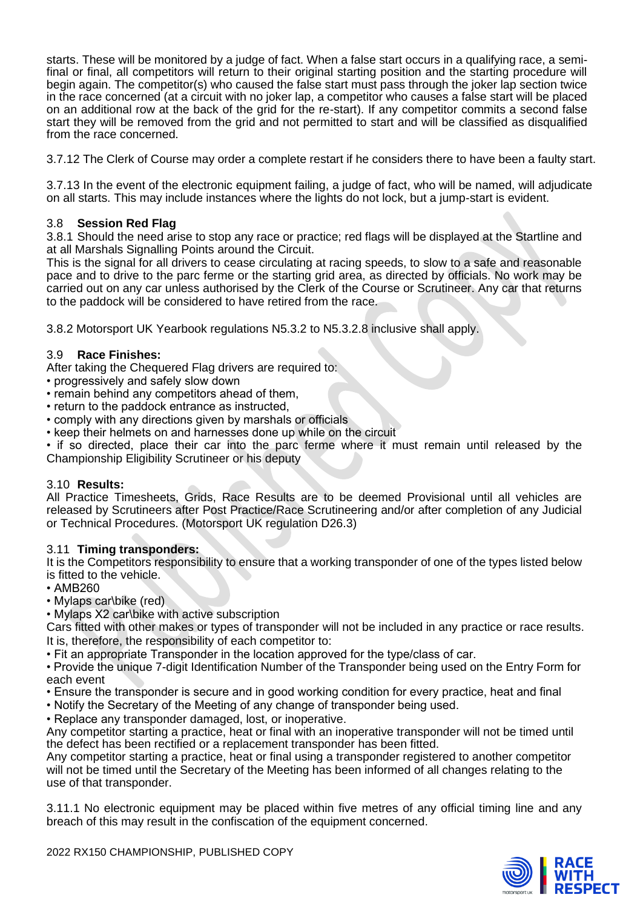starts. These will be monitored by a judge of fact. When a false start occurs in a qualifying race, a semi-final or final, all competitors will return to their original starting position and the starting procedure will begin again. The competitor(s) who caused the false start must pass through the joker lap section twice in the race concerned (at a circuit with no joker lap, a competitor who causes a false start will be placed on an additional row at the back of the grid for the re-start). If any competitor commits a second false start they will be removed from the grid and not permitted to start and will be classified as disqualified from the race concerned.

3.7.12 The Clerk of Course may order a complete restart if he considers there to have been a faulty start.

3.7.13 In the event of the electronic equipment failing, a judge of fact, who will be named, will adjudicate on all starts. This may include instances where the lights do not lock, but a jump-start is evident.

### 3.8 **Session Red Flag**

3.8.1 Should the need arise to stop any race or practice; red flags will be displayed at the Startline and at all Marshals Signalling Points around the Circuit.
This is the signal for all drivers to cease circulating at racing speeds, to slow to a safe and reasonable pace and to drive to the parc ferme or the starting grid area, as directed by officials. No work may be carried out on any car unless authorised by the Clerk of the Course or Scrutineer. Any car that returns to the paddock will be considered to have retired from the race.

3.8.2 Motorsport UK Yearbook regulations N5.3.2 to N5.3.2.8 inclusive shall apply.

### 3.9 **Race Finishes:**

After taking the Chequered Flag drivers are required to:

- progressively and safely slow down
- remain behind any competitors ahead of them,
- return to the paddock entrance as instructed,
- comply with any directions given by marshals or officials
- keep their helmets on and harnesses done up while on the circuit
- if so directed, place their car into the parc ferme where it must remain until released by the Championship Eligibility Scrutineer or his deputy

### 3.10 **Results:**

All Practice Timesheets, Grids, Race Results are to be deemed Provisional until all vehicles are released by Scrutineers after Post Practice/Race Scrutineering and/or after completion of any Judicial or Technical Procedures. (Motorsport UK regulation D26.3)

### 3.11 **Timing transponders:**

It is the Competitors responsibility to ensure that a working transponder of one of the types listed below is fitted to the vehicle.

- AMB260
- Mylaps car\bike (red)
- Mylaps X2 car\bike with active subscription

Cars fitted with other makes or types of transponder will not be included in any practice or race results. It is, therefore, the responsibility of each competitor to:

- Fit an appropriate Transponder in the location approved for the type/class of car.
- Provide the unique 7-digit Identification Number of the Transponder being used on the Entry Form for each event
- Ensure the transponder is secure and in good working condition for every practice, heat and final
- Notify the Secretary of the Meeting of any change of transponder being used.
- Replace any transponder damaged, lost, or inoperative.

Any competitor starting a practice, heat or final with an inoperative transponder will not be timed until the defect has been rectified or a replacement transponder has been fitted.
Any competitor starting a practice, heat or final using a transponder registered to another competitor will not be timed until the Secretary of the Meeting has been informed of all changes relating to the use of that transponder.

3.11.1 No electronic equipment may be placed within five metres of any official timing line and any breach of this may result in the confiscation of the equipment concerned.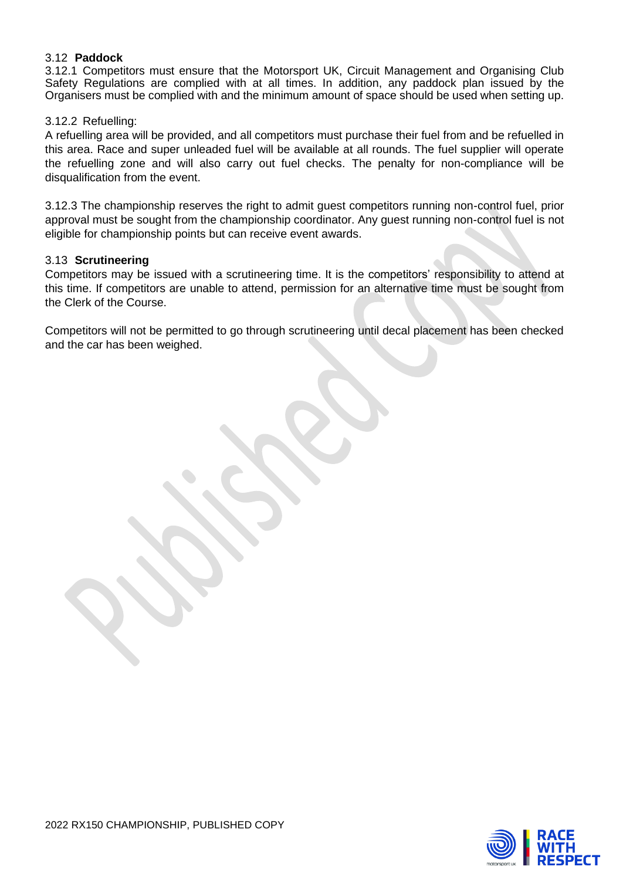### 3.12 **Paddock**

3.12.1 Competitors must ensure that the Motorsport UK, Circuit Management and Organising Club Safety Regulations are complied with at all times. In addition, any paddock plan issued by the Organisers must be complied with and the minimum amount of space should be used when setting up.

3.12.2 Refuelling:

A refuelling area will be provided, and all competitors must purchase their fuel from and be refuelled in this area. Race and super unleaded fuel will be available at all rounds. The fuel supplier will operate the refuelling zone and will also carry out fuel checks. The penalty for non-compliance will be disqualification from the event.

3.12.3 The championship reserves the right to admit guest competitors running non-control fuel, prior approval must be sought from the championship coordinator. Any guest running non-control fuel is not eligible for championship points but can receive event awards.

### 3.13 **Scrutineering**

Competitors may be issued with a scrutineering time. It is the competitors' responsibility to attend at this time. If competitors are unable to attend, permission for an alternative time must be sought from the Clerk of the Course.

Competitors will not be permitted to go through scrutineering until decal placement has been checked and the car has been weighed.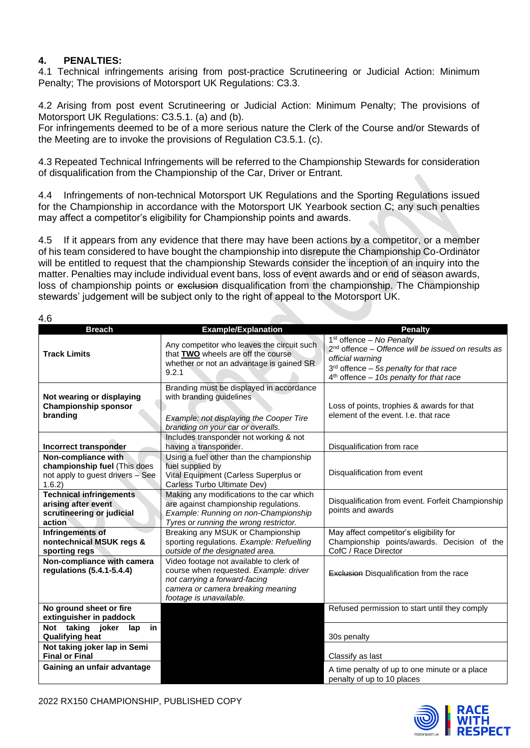## 4. PENALTIES:

4.1 Technical infringements arising from post-practice Scrutineering or Judicial Action: Minimum Penalty; The provisions of Motorsport UK Regulations: C3.3.

4.2 Arising from post event Scrutineering or Judicial Action: Minimum Penalty; The provisions of Motorsport UK Regulations: C3.5.1. (a) and (b).
For infringements deemed to be of a more serious nature the Clerk of the Course and/or Stewards of the Meeting are to invoke the provisions of Regulation C3.5.1. (c).

4.3 Repeated Technical Infringements will be referred to the Championship Stewards for consideration of disqualification from the Championship of the Car, Driver or Entrant.

4.4 Infringements of non-technical Motorsport UK Regulations and the Sporting Regulations issued for the Championship in accordance with the Motorsport UK Yearbook section C; any such penalties may affect a competitor's eligibility for Championship points and awards.

4.5 If it appears from any evidence that there may have been actions by a competitor, or a member of his team considered to have bought the championship into disrepute the Championship Co-Ordinator will be entitled to request that the championship Stewards consider the inception of an inquiry into the matter. Penalties may include individual event bans, loss of event awards and or end of season awards, loss of championship points or ~~exclusion~~ disqualification from the championship. The Championship stewards' judgement will be subject only to the right of appeal to the Motorsport UK.

4.6

| Breach | Example/Explanation | Penalty |
|---|---|---|
| **Track Limits** | Any competitor who leaves the circuit such that **TWO** wheels are off the course whether or not an advantage is gained SR 9.2.1 | 1st offence – *No Penalty*<br>2nd offence – *Offence will be issued on results as official warning*<br>3rd offence – *5s penalty for that race*<br>4th offence – *10s penalty for that race* |
| **Not wearing or displaying Championship sponsor branding** | Branding must be displayed in accordance with branding guidelines<br><br>*Example: not displaying the Cooper Tire branding on your car or overalls.* | Loss of points, trophies & awards for that element of the event. I.e. that race |
| **Incorrect transponder** | Includes transponder not working & not having a transponder. | Disqualification from race |
| **Non-compliance with championship fuel** (This does not apply to guest drivers – See 1.6.2) | Using a fuel other than the championship fuel supplied by Vital Equipment (Carless Superplus or Carless Turbo Ultimate Dev) | Disqualification from event |
| **Technical infringements arising after event scrutineering or judicial action** | Making any modifications to the car which are against championship regulations. *Example: Running on non-Championship Tyres or running the wrong restrictor.* | Disqualification from event. Forfeit Championship points and awards |
| **Infringements of nontechnical MSUK regs & sporting regs** | Breaking any MSUK or Championship sporting regulations. *Example: Refuelling outside of the designated area.* | May affect competitor's eligibility for Championship points/awards. Decision of the CofC / Race Director |
| **Non-compliance with camera regulations (5.4.1-5.4.4)** | Video footage not available to clerk of course when requested. *Example: driver not carrying a forward-facing camera or camera breaking meaning footage is unavailable.* | ~~Exclusion~~ Disqualification from the race |
| **No ground sheet or fire extinguisher in paddock** | | Refused permission to start until they comply |
| **Not taking joker lap in Qualifying heat** | | 30s penalty |
| **Not taking joker lap in Semi Final or Final** | | Classify as last |
| **Gaining an unfair advantage** | | A time penalty of up to one minute or a place penalty of up to 10 places |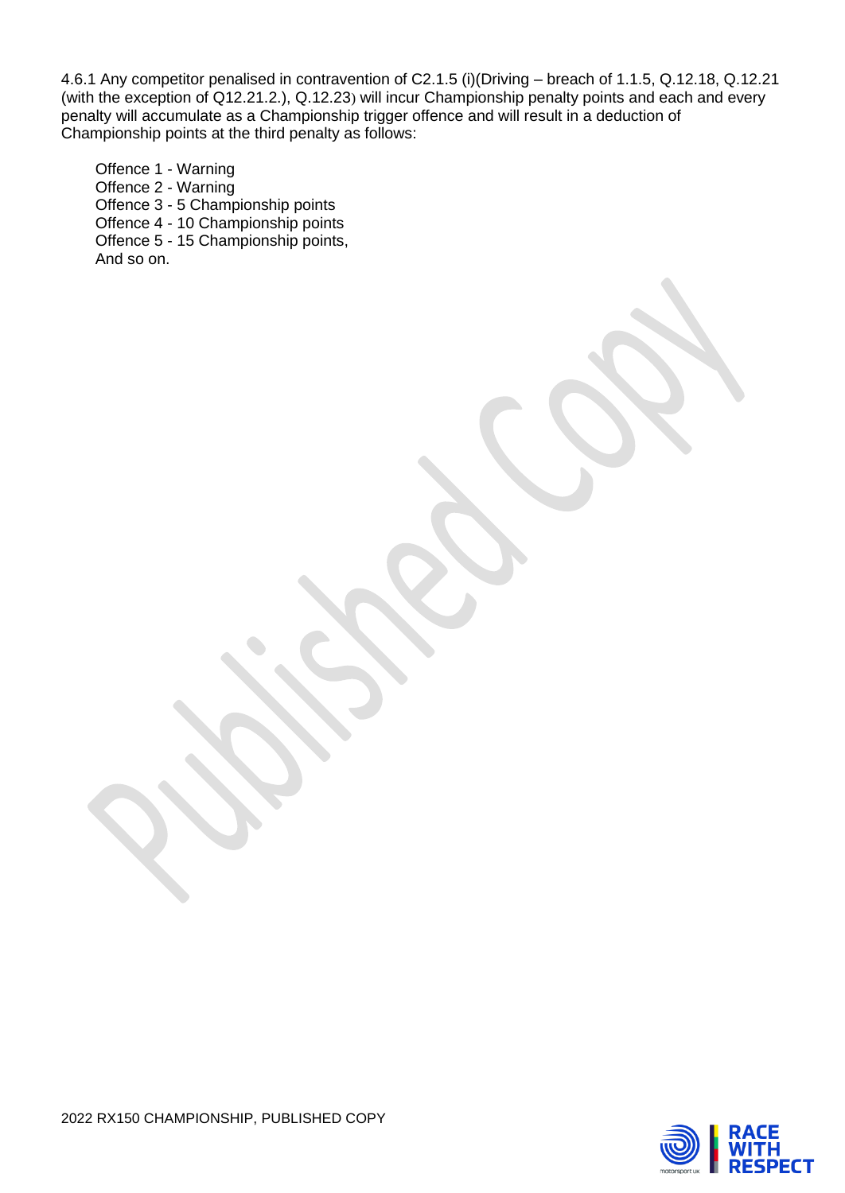4.6.1 Any competitor penalised in contravention of C2.1.5 (i)(Driving – breach of 1.1.5, Q.12.18, Q.12.21 (with the exception of Q12.21.2.), Q.12.23) will incur Championship penalty points and each and every penalty will accumulate as a Championship trigger offence and will result in a deduction of Championship points at the third penalty as follows:

Offence 1 - Warning
Offence 2 - Warning
Offence 3 - 5 Championship points
Offence 4 - 10 Championship points
Offence 5 - 15 Championship points,
And so on.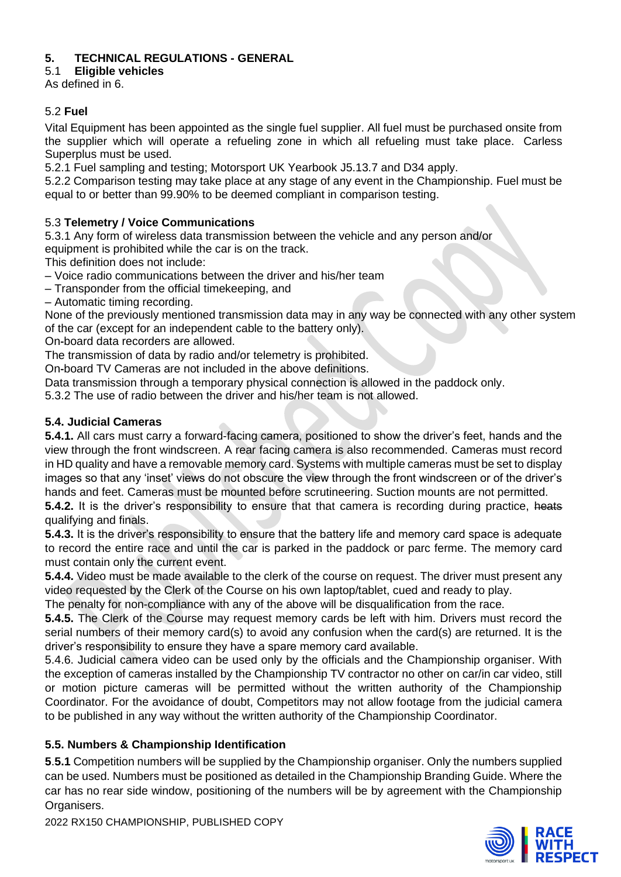# 5. TECHNICAL REGULATIONS - GENERAL

## 5.1 Eligible vehicles

As defined in 6.

## 5.2 Fuel

Vital Equipment has been appointed as the single fuel supplier. All fuel must be purchased onsite from the supplier which will operate a refueling zone in which all refueling must take place. Carless Superplus must be used.

5.2.1 Fuel sampling and testing; Motorsport UK Yearbook J5.13.7 and D34 apply.

5.2.2 Comparison testing may take place at any stage of any event in the Championship. Fuel must be equal to or better than 99.90% to be deemed compliant in comparison testing.

## 5.3 Telemetry / Voice Communications

5.3.1 Any form of wireless data transmission between the vehicle and any person and/or equipment is prohibited while the car is on the track.

This definition does not include:

– Voice radio communications between the driver and his/her team
– Transponder from the official timekeeping, and
– Automatic timing recording.

None of the previously mentioned transmission data may in any way be connected with any other system of the car (except for an independent cable to the battery only).

On-board data recorders are allowed.

The transmission of data by radio and/or telemetry is prohibited.

On-board TV Cameras are not included in the above definitions.

Data transmission through a temporary physical connection is allowed in the paddock only.

5.3.2 The use of radio between the driver and his/her team is not allowed.

## 5.4. Judicial Cameras

**5.4.1.** All cars must carry a forward-facing camera, positioned to show the driver's feet, hands and the view through the front windscreen. A rear facing camera is also recommended. Cameras must record in HD quality and have a removable memory card. Systems with multiple cameras must be set to display images so that any 'inset' views do not obscure the view through the front windscreen or of the driver's hands and feet. Cameras must be mounted before scrutineering. Suction mounts are not permitted.

**5.4.2.** It is the driver's responsibility to ensure that that camera is recording during practice, ~~heats~~ qualifying and finals.

**5.4.3.** It is the driver's responsibility to ensure that the battery life and memory card space is adequate to record the entire race and until the car is parked in the paddock or parc ferme. The memory card must contain only the current event.

**5.4.4.** Video must be made available to the clerk of the course on request. The driver must present any video requested by the Clerk of the Course on his own laptop/tablet, cued and ready to play.

The penalty for non-compliance with any of the above will be disqualification from the race.

**5.4.5.** The Clerk of the Course may request memory cards be left with him. Drivers must record the serial numbers of their memory card(s) to avoid any confusion when the card(s) are returned. It is the driver's responsibility to ensure they have a spare memory card available.

5.4.6. Judicial camera video can be used only by the officials and the Championship organiser. With the exception of cameras installed by the Championship TV contractor no other on car/in car video, still or motion picture cameras will be permitted without the written authority of the Championship Coordinator. For the avoidance of doubt, Competitors may not allow footage from the judicial camera to be published in any way without the written authority of the Championship Coordinator.

## 5.5. Numbers & Championship Identification

**5.5.1** Competition numbers will be supplied by the Championship organiser. Only the numbers supplied can be used. Numbers must be positioned as detailed in the Championship Branding Guide. Where the car has no rear side window, positioning of the numbers will be by agreement with the Championship Organisers.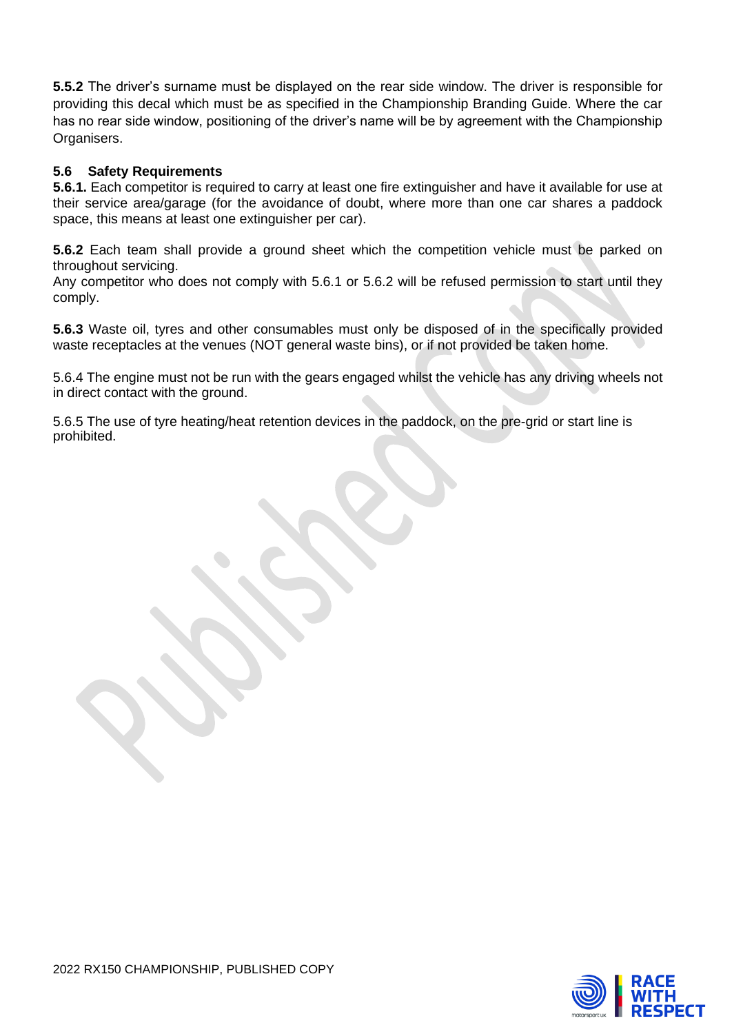**5.5.2** The driver's surname must be displayed on the rear side window. The driver is responsible for providing this decal which must be as specified in the Championship Branding Guide. Where the car has no rear side window, positioning of the driver's name will be by agreement with the Championship Organisers.

### 5.6 Safety Requirements

**5.6.1.** Each competitor is required to carry at least one fire extinguisher and have it available for use at their service area/garage (for the avoidance of doubt, where more than one car shares a paddock space, this means at least one extinguisher per car).

**5.6.2** Each team shall provide a ground sheet which the competition vehicle must be parked on throughout servicing.
Any competitor who does not comply with 5.6.1 or 5.6.2 will be refused permission to start until they comply.

**5.6.3** Waste oil, tyres and other consumables must only be disposed of in the specifically provided waste receptacles at the venues (NOT general waste bins), or if not provided be taken home.

5.6.4 The engine must not be run with the gears engaged whilst the vehicle has any driving wheels not in direct contact with the ground.

5.6.5 The use of tyre heating/heat retention devices in the paddock, on the pre-grid or start line is prohibited.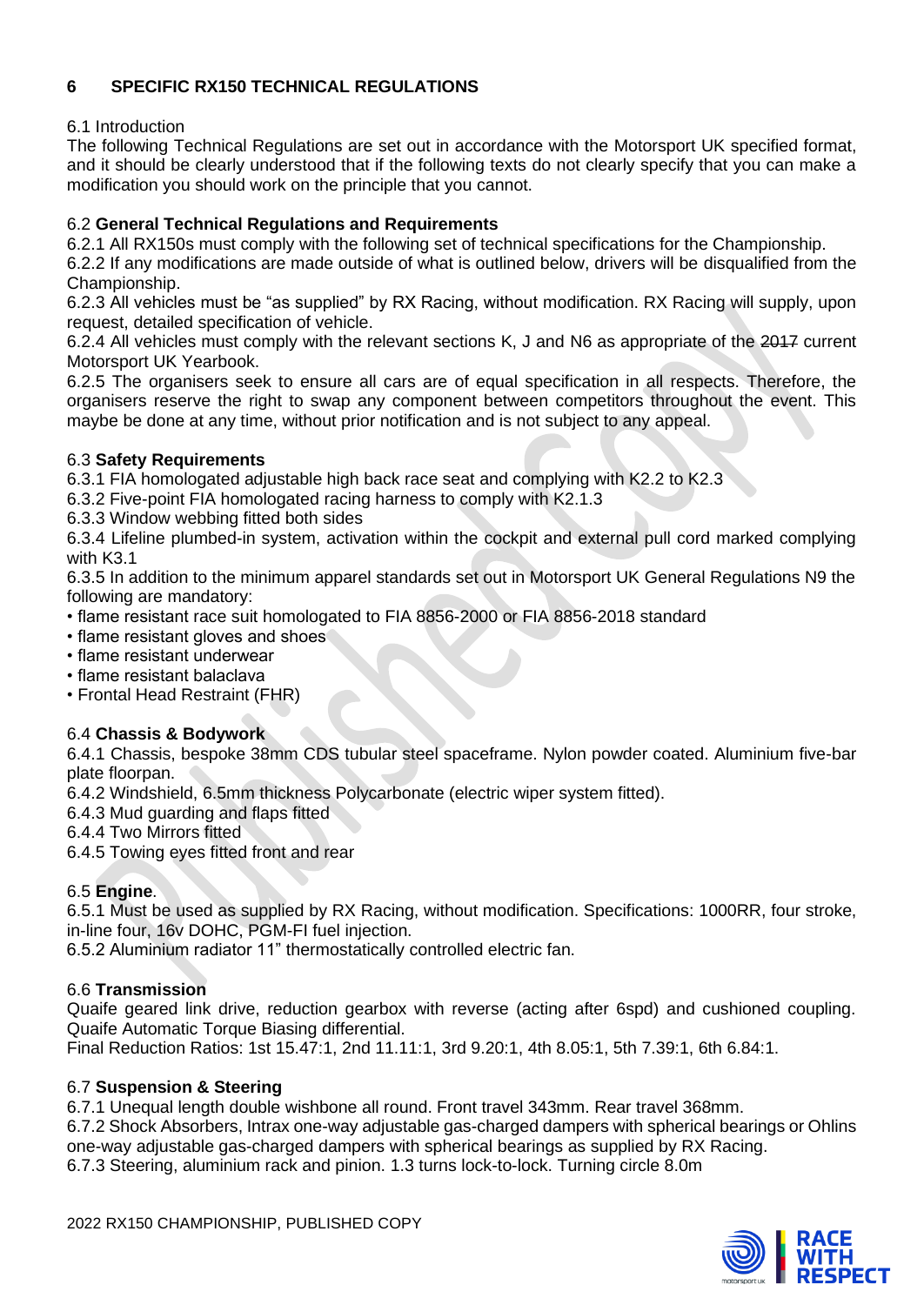## 6 SPECIFIC RX150 TECHNICAL REGULATIONS

6.1 Introduction
The following Technical Regulations are set out in accordance with the Motorsport UK specified format, and it should be clearly understood that if the following texts do not clearly specify that you can make a modification you should work on the principle that you cannot.

6.2 **General Technical Regulations and Requirements**
6.2.1 All RX150s must comply with the following set of technical specifications for the Championship.
6.2.2 If any modifications are made outside of what is outlined below, drivers will be disqualified from the Championship.
6.2.3 All vehicles must be "as supplied" by RX Racing, without modification. RX Racing will supply, upon request, detailed specification of vehicle.
6.2.4 All vehicles must comply with the relevant sections K, J and N6 as appropriate of the ~~2017~~ current Motorsport UK Yearbook.
6.2.5 The organisers seek to ensure all cars are of equal specification in all respects. Therefore, the organisers reserve the right to swap any component between competitors throughout the event. This maybe be done at any time, without prior notification and is not subject to any appeal.

6.3 **Safety Requirements**
6.3.1 FIA homologated adjustable high back race seat and complying with K2.2 to K2.3
6.3.2 Five-point FIA homologated racing harness to comply with K2.1.3
6.3.3 Window webbing fitted both sides
6.3.4 Lifeline plumbed-in system, activation within the cockpit and external pull cord marked complying with K3.1
6.3.5 In addition to the minimum apparel standards set out in Motorsport UK General Regulations N9 the following are mandatory:

- flame resistant race suit homologated to FIA 8856-2000 or FIA 8856-2018 standard
- flame resistant gloves and shoes
- flame resistant underwear
- flame resistant balaclava
- Frontal Head Restraint (FHR)

6.4 **Chassis & Bodywork**
6.4.1 Chassis, bespoke 38mm CDS tubular steel spaceframe. Nylon powder coated. Aluminium five-bar plate floorpan.
6.4.2 Windshield, 6.5mm thickness Polycarbonate (electric wiper system fitted).
6.4.3 Mud guarding and flaps fitted
6.4.4 Two Mirrors fitted
6.4.5 Towing eyes fitted front and rear

6.5 **Engine**.
6.5.1 Must be used as supplied by RX Racing, without modification. Specifications: 1000RR, four stroke, in-line four, 16v DOHC, PGM-FI fuel injection.
6.5.2 Aluminium radiator 11" thermostatically controlled electric fan.

6.6 **Transmission**
Quaife geared link drive, reduction gearbox with reverse (acting after 6spd) and cushioned coupling. Quaife Automatic Torque Biasing differential.
Final Reduction Ratios: 1st 15.47:1, 2nd 11.11:1, 3rd 9.20:1, 4th 8.05:1, 5th 7.39:1, 6th 6.84:1.

6.7 **Suspension & Steering**
6.7.1 Unequal length double wishbone all round. Front travel 343mm. Rear travel 368mm.
6.7.2 Shock Absorbers, Intrax one-way adjustable gas-charged dampers with spherical bearings or Ohlins one-way adjustable gas-charged dampers with spherical bearings as supplied by RX Racing.
6.7.3 Steering, aluminium rack and pinion. 1.3 turns lock-to-lock. Turning circle 8.0m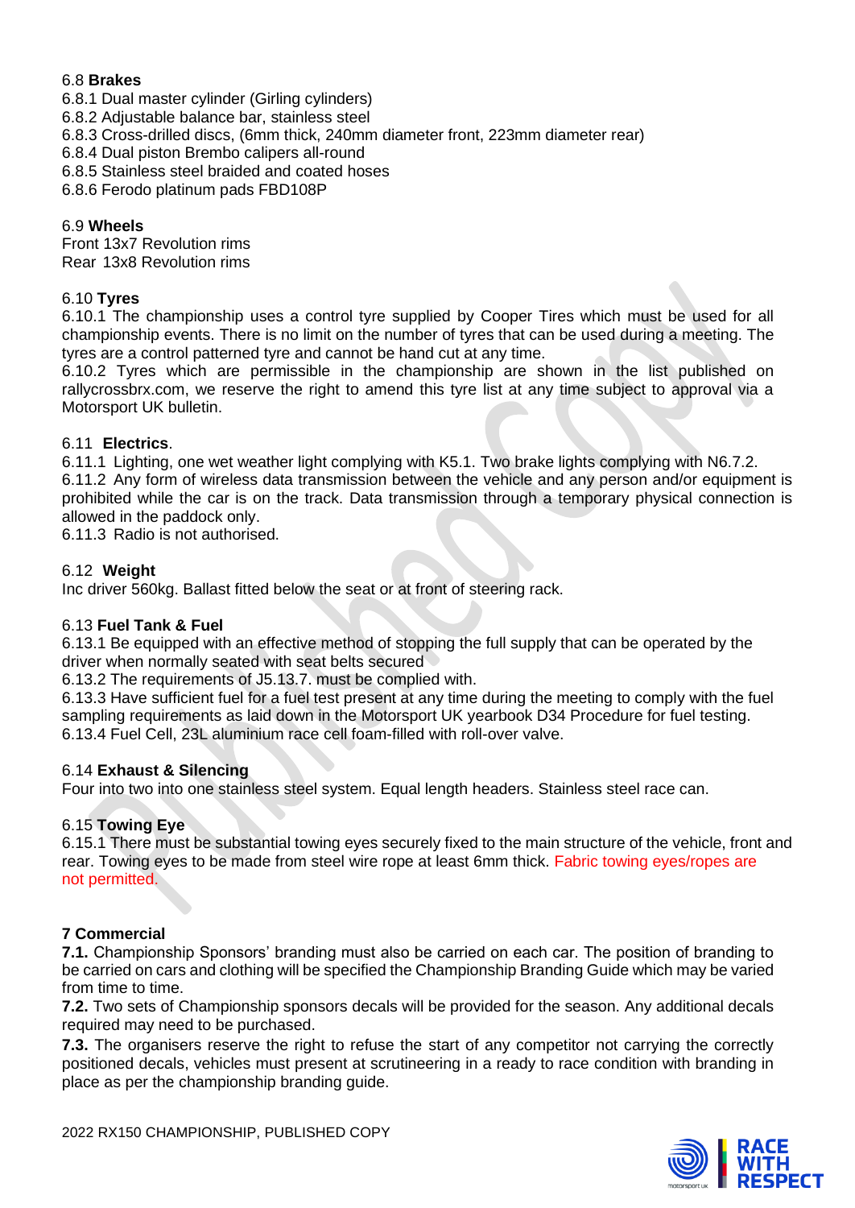6.8 **Brakes**

6.8.1 Dual master cylinder (Girling cylinders)
6.8.2 Adjustable balance bar, stainless steel
6.8.3 Cross-drilled discs, (6mm thick, 240mm diameter front, 223mm diameter rear)
6.8.4 Dual piston Brembo calipers all-round
6.8.5 Stainless steel braided and coated hoses
6.8.6 Ferodo platinum pads FBD108P

6.9 **Wheels**

Front 13x7 Revolution rims
Rear 13x8 Revolution rims

6.10 **Tyres**

6.10.1 The championship uses a control tyre supplied by Cooper Tires which must be used for all championship events. There is no limit on the number of tyres that can be used during a meeting. The tyres are a control patterned tyre and cannot be hand cut at any time.
6.10.2 Tyres which are permissible in the championship are shown in the list published on rallycrossbrx.com, we reserve the right to amend this tyre list at any time subject to approval via a Motorsport UK bulletin.

6.11 **Electrics**.

6.11.1 Lighting, one wet weather light complying with K5.1. Two brake lights complying with N6.7.2.
6.11.2 Any form of wireless data transmission between the vehicle and any person and/or equipment is prohibited while the car is on the track. Data transmission through a temporary physical connection is allowed in the paddock only.
6.11.3 Radio is not authorised.

6.12 **Weight**

Inc driver 560kg. Ballast fitted below the seat or at front of steering rack.

6.13 **Fuel Tank & Fuel**

6.13.1 Be equipped with an effective method of stopping the full supply that can be operated by the driver when normally seated with seat belts secured
6.13.2 The requirements of J5.13.7. must be complied with.
6.13.3 Have sufficient fuel for a fuel test present at any time during the meeting to comply with the fuel sampling requirements as laid down in the Motorsport UK yearbook D34 Procedure for fuel testing.
6.13.4 Fuel Cell, 23L aluminium race cell foam-filled with roll-over valve.

6.14 **Exhaust & Silencing**

Four into two into one stainless steel system. Equal length headers. Stainless steel race can.

6.15 **Towing Eye**

6.15.1 There must be substantial towing eyes securely fixed to the main structure of the vehicle, front and rear. Towing eyes to be made from steel wire rope at least 6mm thick. Fabric towing eyes/ropes are not permitted.

**7 Commercial**

**7.1.** Championship Sponsors' branding must also be carried on each car. The position of branding to be carried on cars and clothing will be specified the Championship Branding Guide which may be varied from time to time.

**7.2.** Two sets of Championship sponsors decals will be provided for the season. Any additional decals required may need to be purchased.

**7.3.** The organisers reserve the right to refuse the start of any competitor not carrying the correctly positioned decals, vehicles must present at scrutineering in a ready to race condition with branding in place as per the championship branding guide.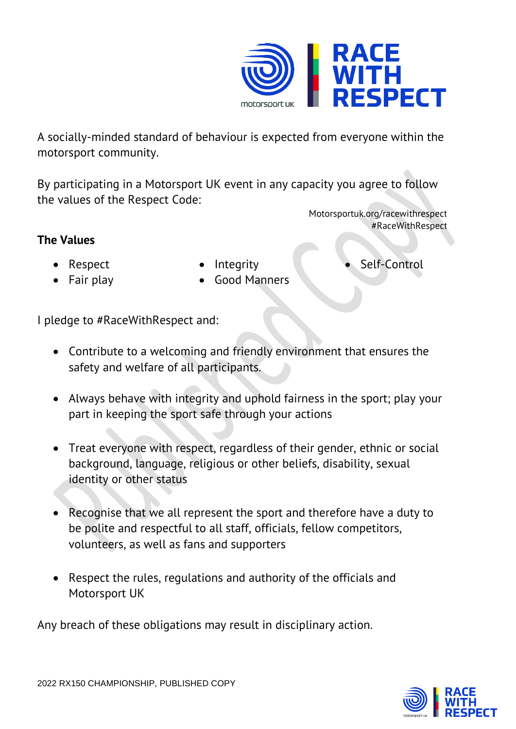RACE WITH RESPECT

A socially-minded standard of behaviour is expected from everyone within the motorsport community.

By participating in a Motorsport UK event in any capacity you agree to follow the values of the Respect Code:

Motorsportuk.org/racewithrespect
#RaceWithRespect

**The Values**

- Respect
- Fair play
- Integrity
- Good Manners
- Self-Control

I pledge to #RaceWithRespect and:

- Contribute to a welcoming and friendly environment that ensures the safety and welfare of all participants.
- Always behave with integrity and uphold fairness in the sport; play your part in keeping the sport safe through your actions
- Treat everyone with respect, regardless of their gender, ethnic or social background, language, religious or other beliefs, disability, sexual identity or other status
- Recognise that we all represent the sport and therefore have a duty to be polite and respectful to all staff, officials, fellow competitors, volunteers, as well as fans and supporters
- Respect the rules, regulations and authority of the officials and Motorsport UK

Any breach of these obligations may result in disciplinary action.